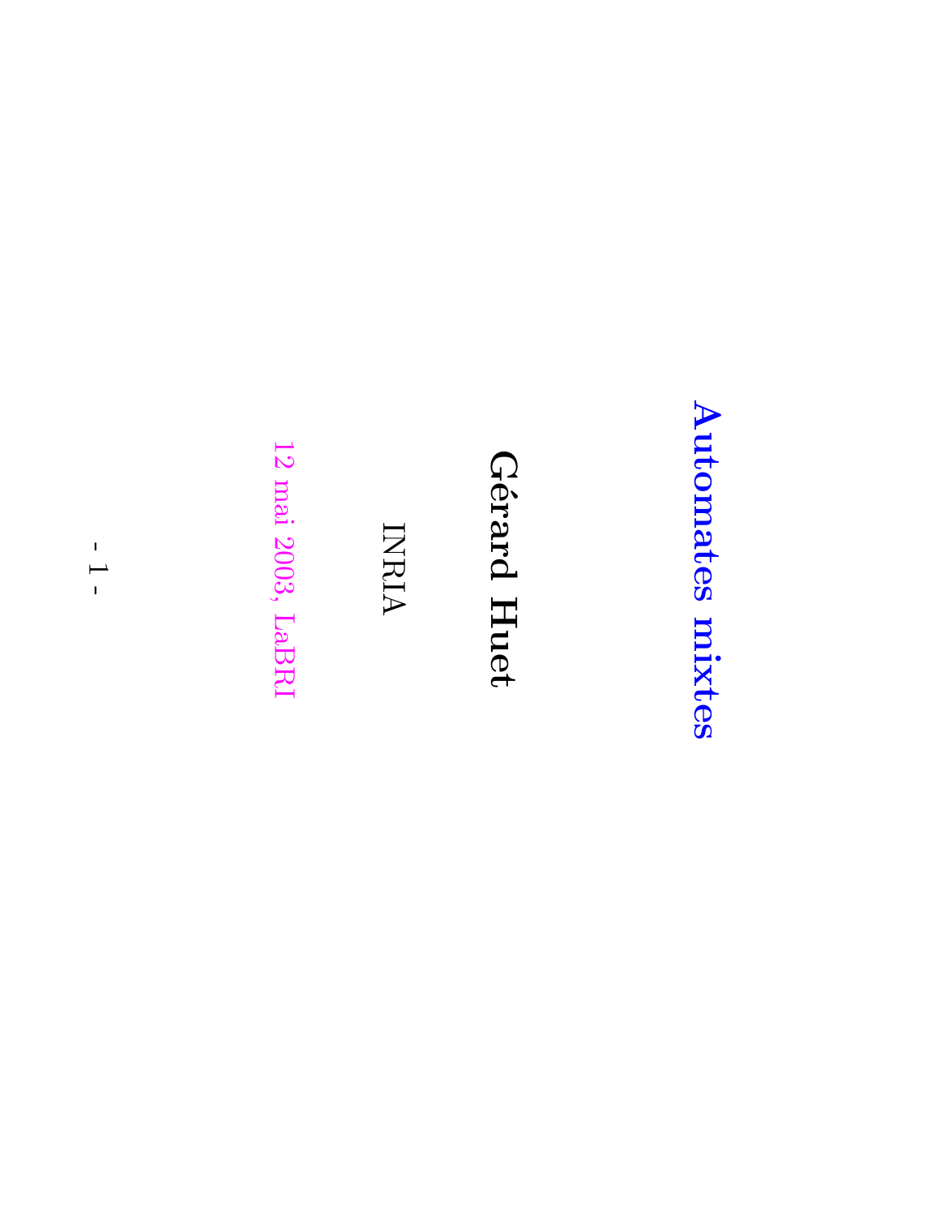# Automates mixtes

**Gérard Huet**

INRIA

12 mai 2003, LaBRI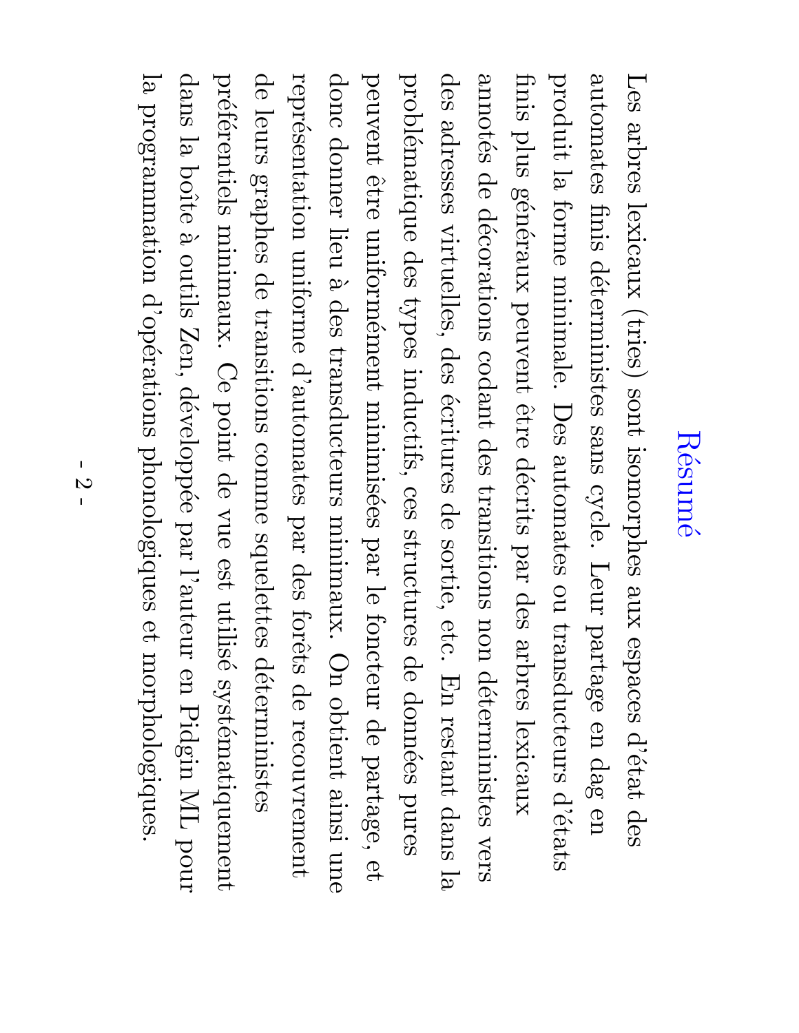# Résumé

Les arbres lexicaux (tries) sont isomorphes aux espaces d'état des automates finis déterministes sans cycle. Leur partage en dag en produit la forme minimale. Des automates ou transducteurs d'états finis plus généraux peuvent être décrits par des arbres lexicaux annotés de décorations codant des transitions non déterministes vers des adresses virtuelles, des écritures de sortie, etc. En restant dans la problématique des types inductifs, ces structures de données pures peuvent être uniformément minimisées par le foncteur de partage, et donc donner lieu à des transducteurs minimaux. On obtient ainsi une représentation uniforme d'automates par des forêts de recouvrement de leurs graphes de transitions comme squelettes déterministes préférentiels minimaux. Ce point de vue est utilisé systématiquement dans la boîte à outils Zen, développée par l'auteur en Pidgin ML pour la programmation d'opérations phonologiques et morphologiques.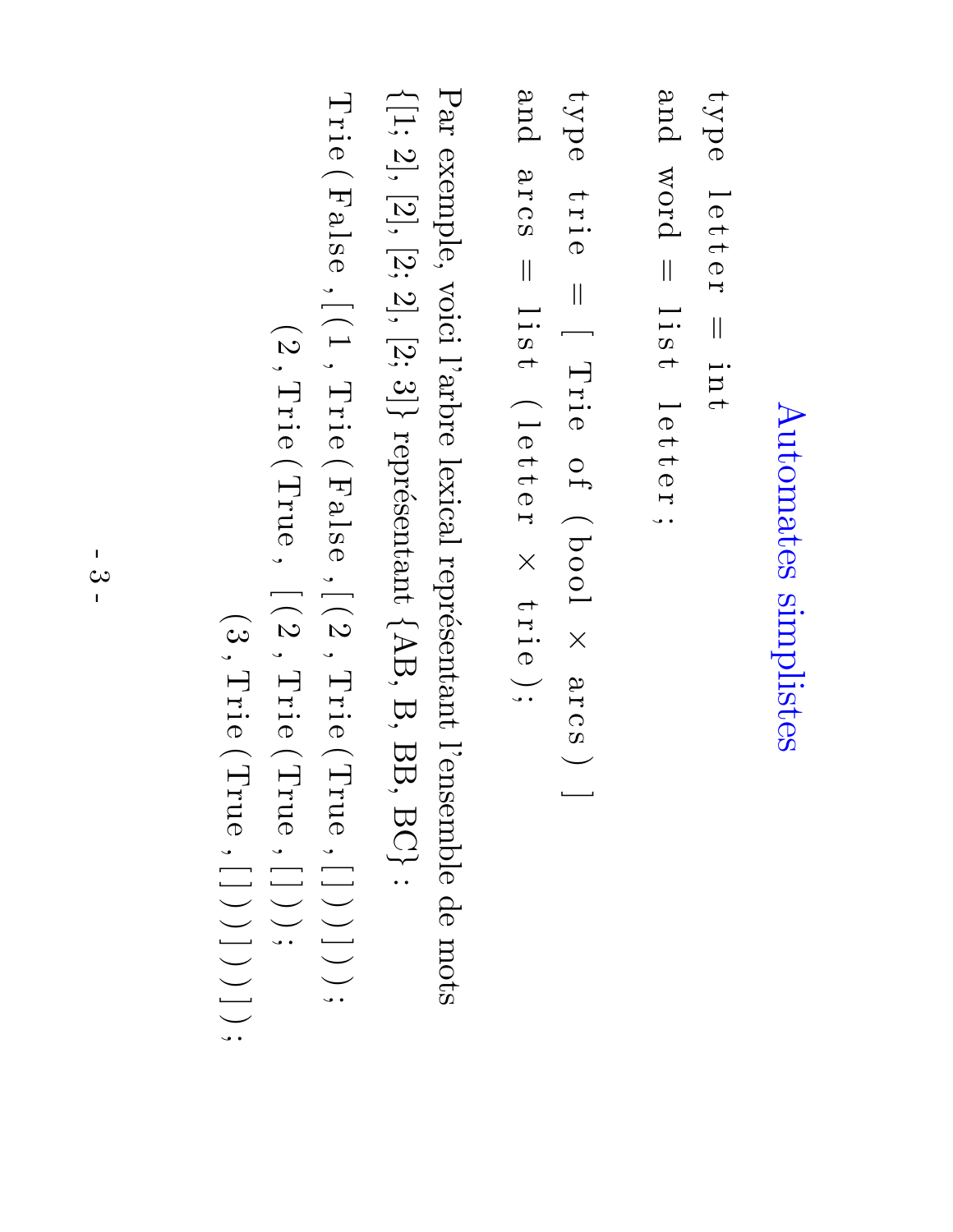# Automates simplistes

```
type letter = int
and word = list letter;

type trie = [ Trie of (bool × arcs) ]
and arcs = list (letter × trie);
```

Par exemple, voici l'arbre lexical représentant l'ensemble de mots {[1; 2], [2], [2; 2], [2; 3]} représentant {AB, B, BB, BC} :

```
Trie(False,[(1,Trie(False,[(2,Trie(True,[]))]));
        (2,Trie(True, [(2,Trie(True,[]));
                       (3,Trie(True,[]))]))]);
```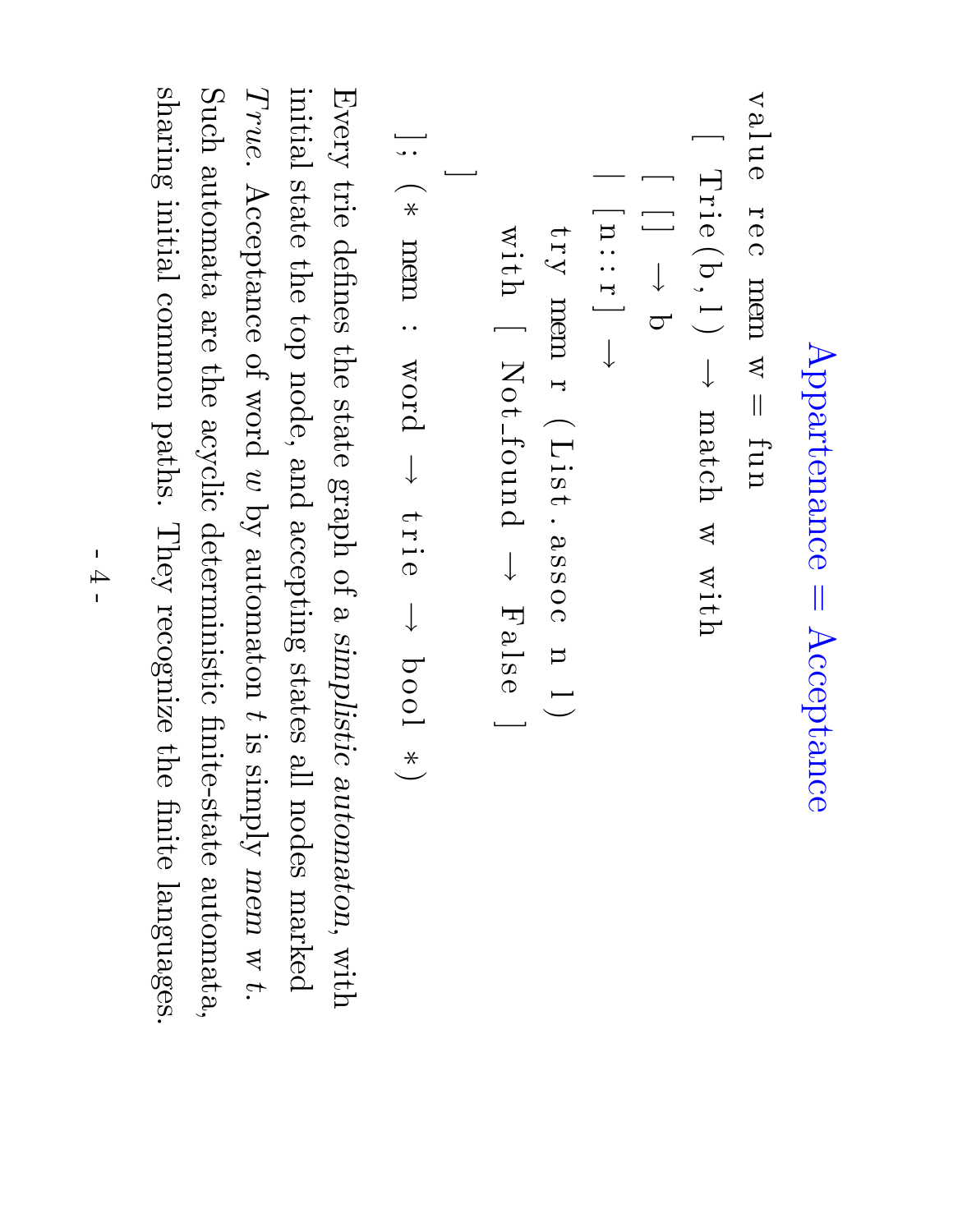# Appartenance = Acceptance

```
value rec mem w = fun
  [ Trie(b,l) → match w with
    [ [] → b
    | [n::r] →
        try mem r (List.assoc n l)
        with [ Not_found → False ]
    ]
  ]; (* mem : word → trie → bool *)
```

Every trie defines the state graph of a *simplistic automaton*, with initial state the top node, and accepting states all nodes marked *True*. Acceptance of word $w$ by automaton $t$ is simply *mem* $w$ $t$. Such automata are the acyclic deterministic finite-state automata, sharing initial common paths. They recognize the finite languages.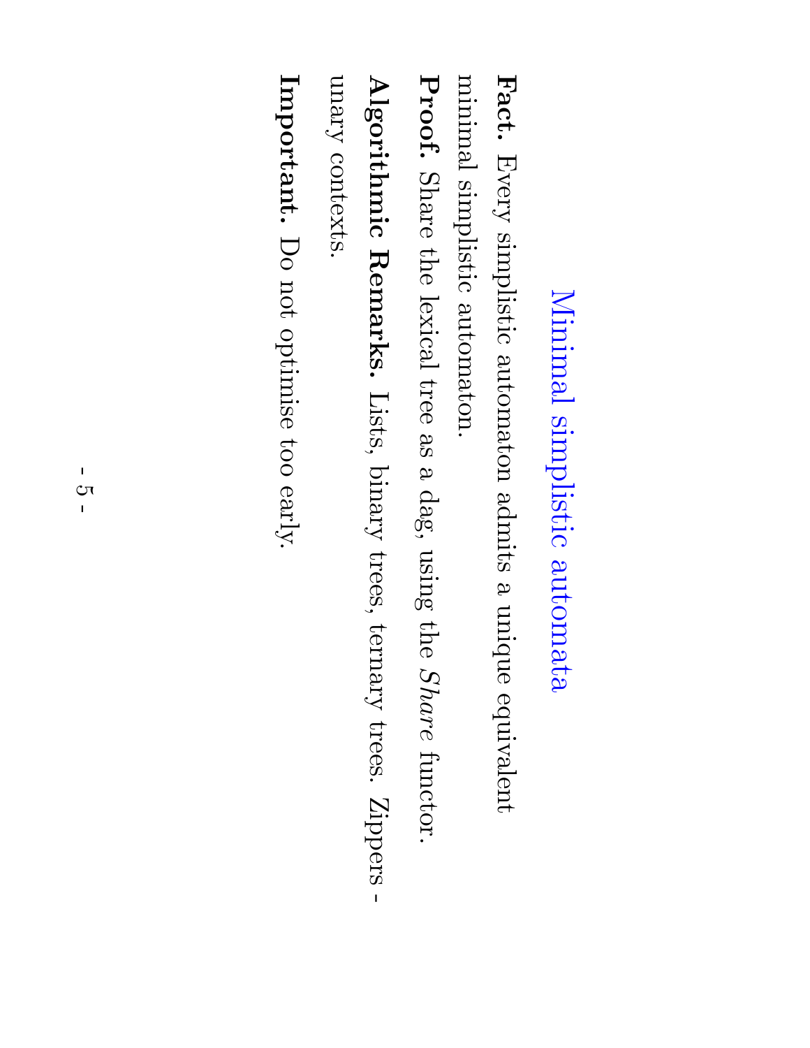# Minimal simplistic automata

**Fact.** Every simplistic automaton admits a unique equivalent minimal simplistic automaton.

**Proof.** Share the lexical tree as a dag, using the *Share* functor.

**Algorithmic Remarks.** Lists, binary trees, ternary trees. Zippers - unary contexts.

**Important.** Do not optimise too early.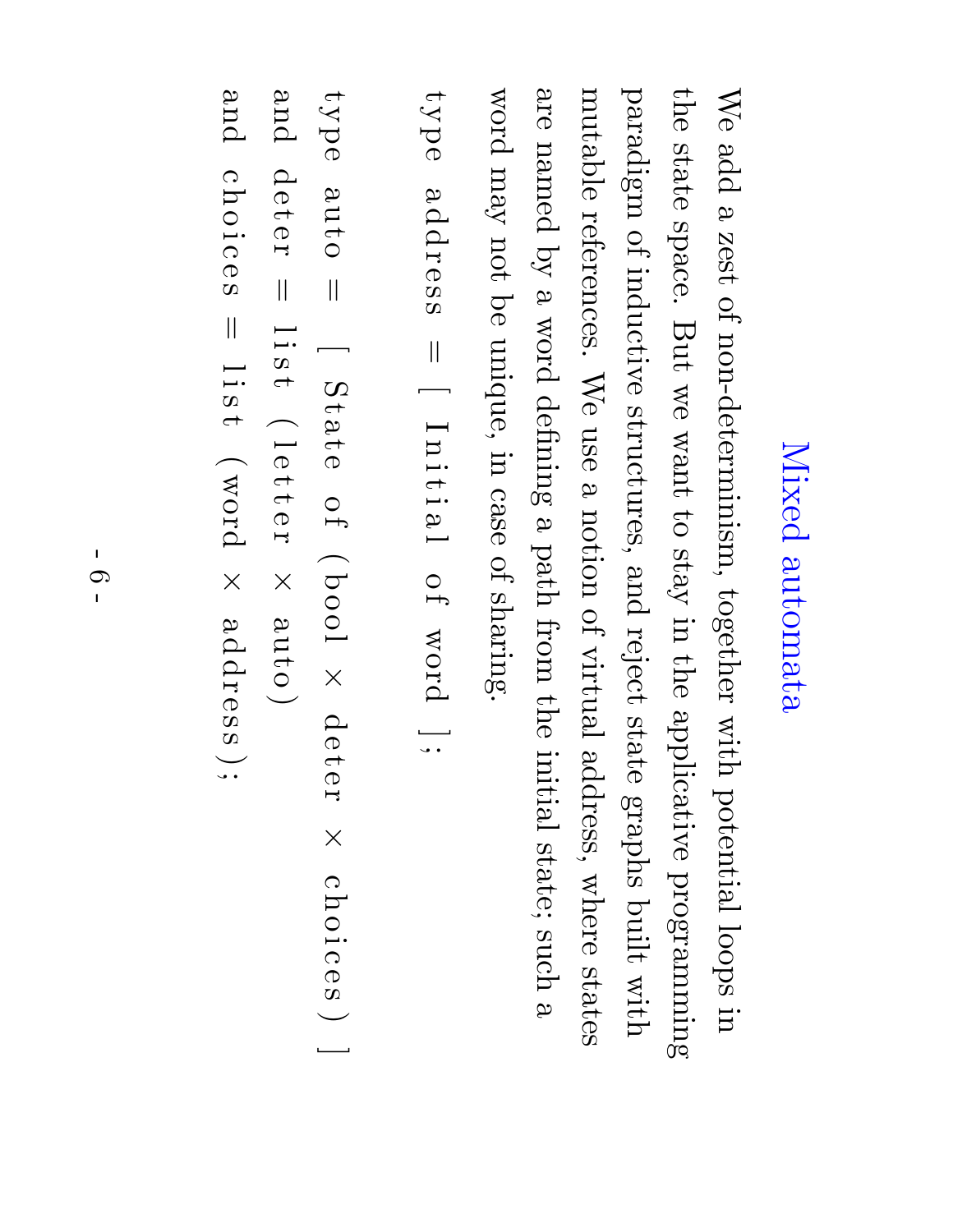# Mixed automata

We add a zest of non-determinism, together with potential loops in the state space. But we want to stay in the applicative programming paradigm of inductive structures, and reject state graphs built with mutable references. We use a notion of virtual address, where states are named by a word defining a path from the initial state; such a word may not be unique, in case of sharing.

```
type address = [ Initial of word ];

type auto = [ State of (bool × deter × choices) ]
and deter = list (letter × auto)
and choices = list (word × address);
```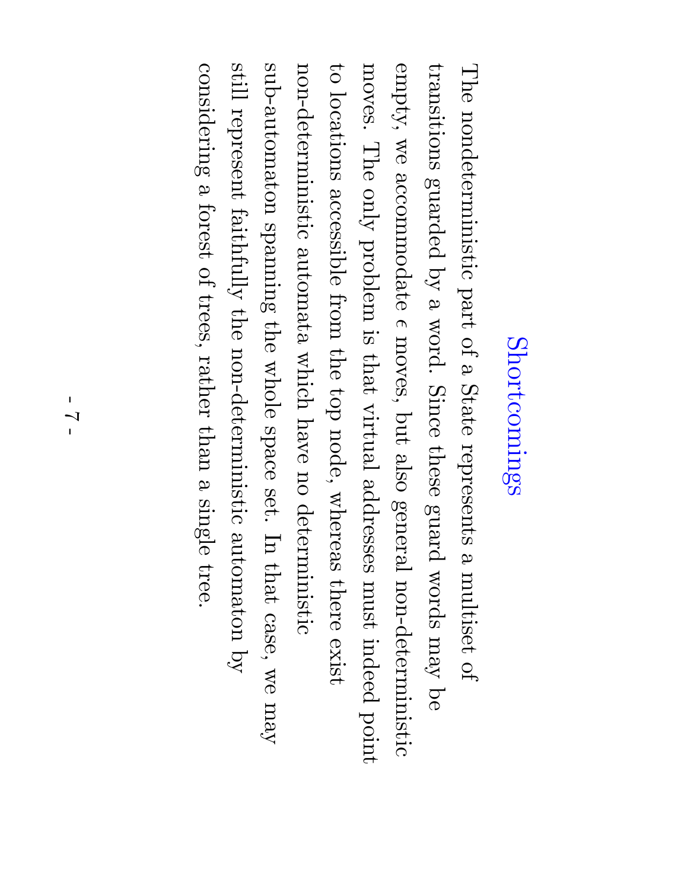# Shortcomings

The nondeterministic part of a State represents a multiset of transitions guarded by a word. Since these guard words may be empty, we accommodate $\epsilon$ moves, but also general non-deterministic moves. The only problem is that virtual addresses must indeed point to locations accessible from the top node, whereas there exist non-deterministic automata which have no deterministic sub-automaton spanning the whole space set. In that case, we may still represent faithfully the non-deterministic automaton by considering a forest of trees, rather than a single tree.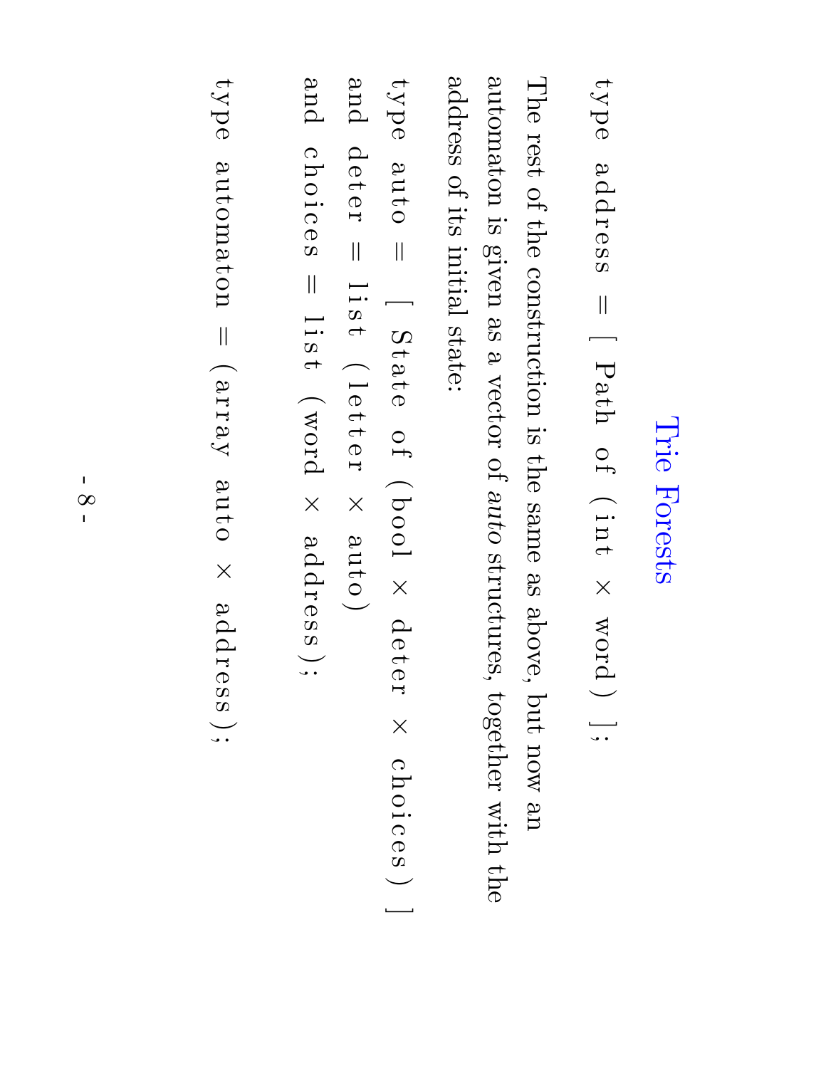# Trie Forests

```
type address = [ Path of (int × word) ];
```

The rest of the construction is the same as above, but now an automaton is given as a vector of *auto* structures, together with the address of its initial state:

```
type auto = [ State of (bool × deter × choices) ]
and deter = list (letter × auto)
and choices = list (word × address);

type automaton = (array auto × address);
```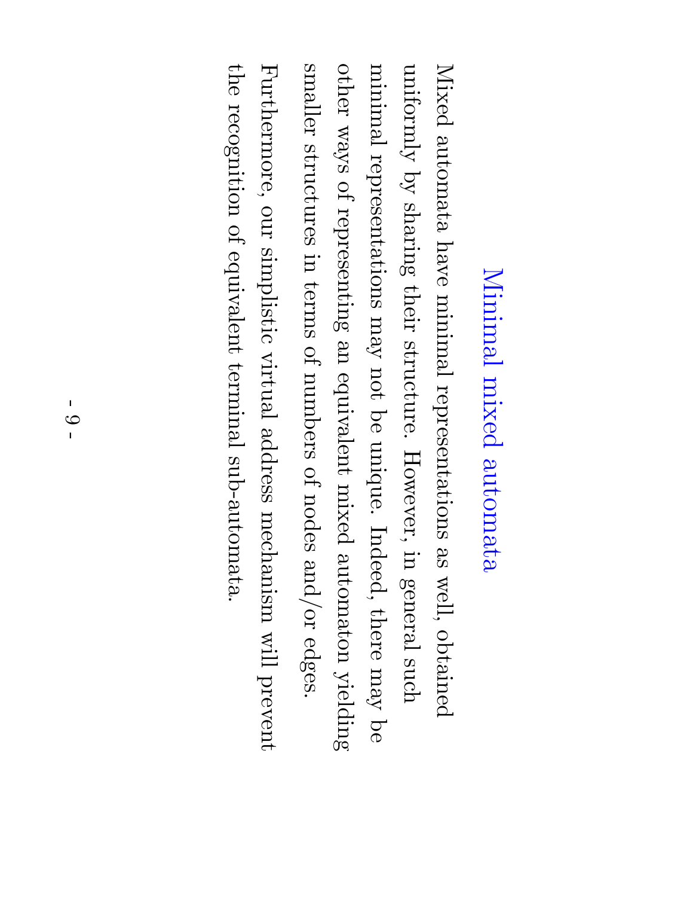# Minimal mixed automata

Mixed automata have minimal representations as well, obtained uniformly by sharing their structure. However, in general such minimal representations may not be unique. Indeed, there may be other ways of representing an equivalent mixed automaton yielding smaller structures in terms of numbers of nodes and/or edges.

Furthermore, our simplistic virtual address mechanism will prevent the recognition of equivalent terminal sub-automata.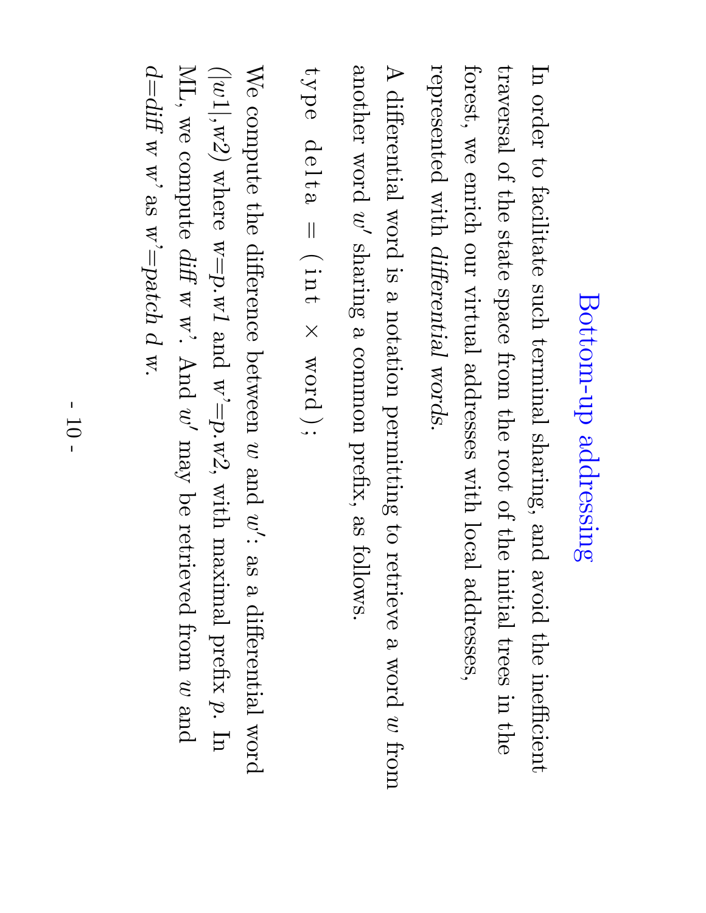# Bottom-up addressing

In order to facilitate such terminal sharing, and avoid the inefficient traversal of the state space from the root of the initial trees in the forest, we enrich our virtual addresses with local addresses, represented with *differential words*.

A differential word is a notation permiting to retrieve a word $w$ from another word $w'$ sharing a common prefix, as follows.

```
type delta = (int × word);
```

We compute the difference between $w$ and $w'$: as a differential word ($|w1|$,*w2*) where w=*p.w1* and w'=*p.w2*, with maximal prefix *p*. In ML, we compute *diff* w w'. And $w'$ may be retrieved from $w$ and *d*=*diff* w w' as w'=*patch* d w.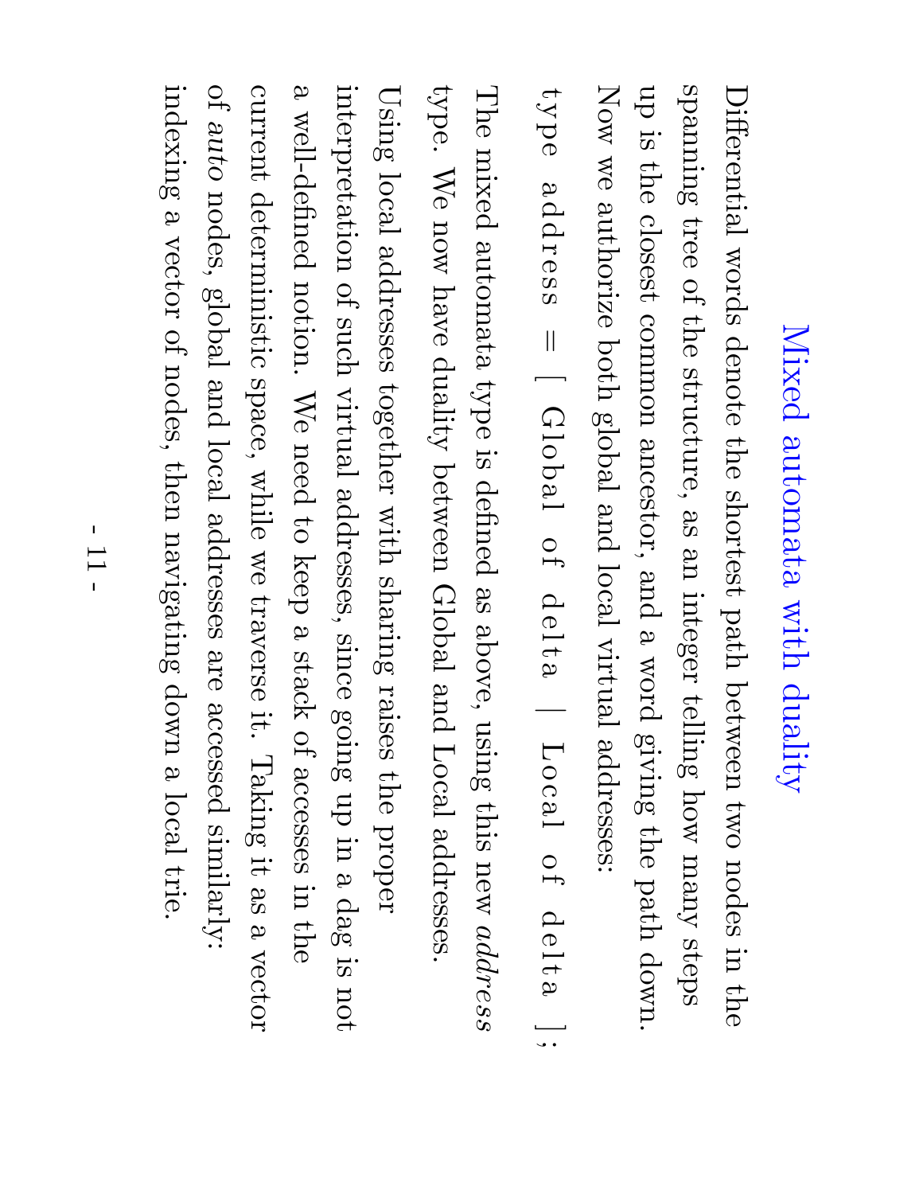# Mixed automata with duality

Differential words denote the shortest path between two nodes in the spanning tree of the structure, as an integer telling how many steps up is the closest common ancestor, and a word giving the path down. Now we authorize both global and local virtual addresses:

```
type address = [ Global of delta | Local of delta ];
```

The mixed automata type is defined as above, using this new *address* type. We now have duality between Global and Local addresses.

Using local addresses together with sharing raises the proper interpretation of such virtual addresses, since going up in a dag is not a well-defined notion. We need to keep a stack of accesses in the current deterministic space, while we traverse it. Taking it as a vector of *auto* nodes, global and local addresses are accessed similarly: indexing a vector of nodes, then navigating down a local trie.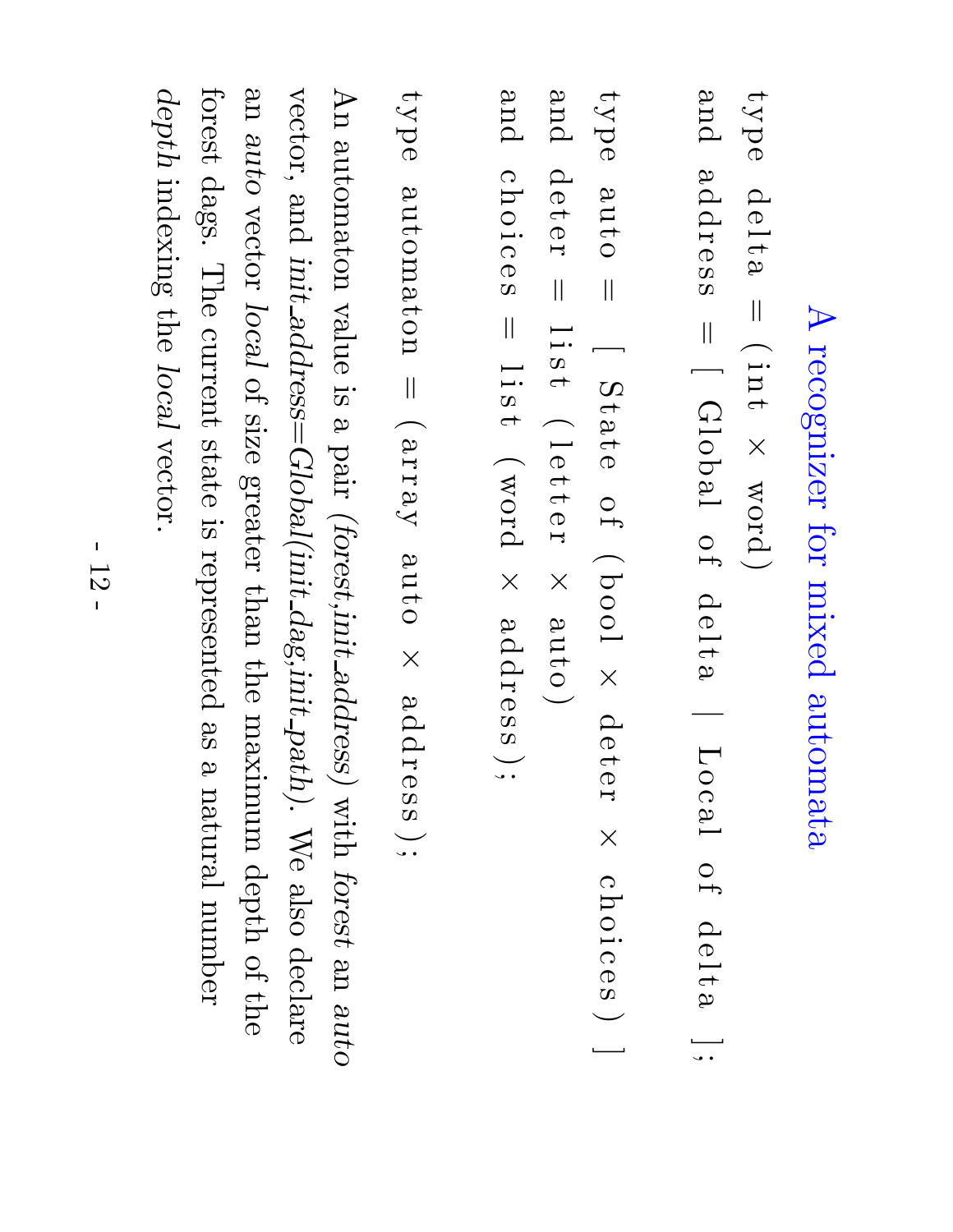# A recognizer for mixed automata

```
type delta = (int × word)
and address = [ Global of delta | Local of delta ];

type auto = [ State of (bool × deter × choices) ]
and deter = list (letter × auto)
and choices = list (word × address);

type automaton = (array auto × address);
```

An automaton value is a pair (*forest*,*init_address*) with *forest* an *auto* vector, and *init_address*=*Global*(*init_dag*,*init_path*). We also declare an *auto* vector *local* of size greater than the maximum depth of the forest dags. The current state is represented as a natural number *depth* indexing the *local* vector.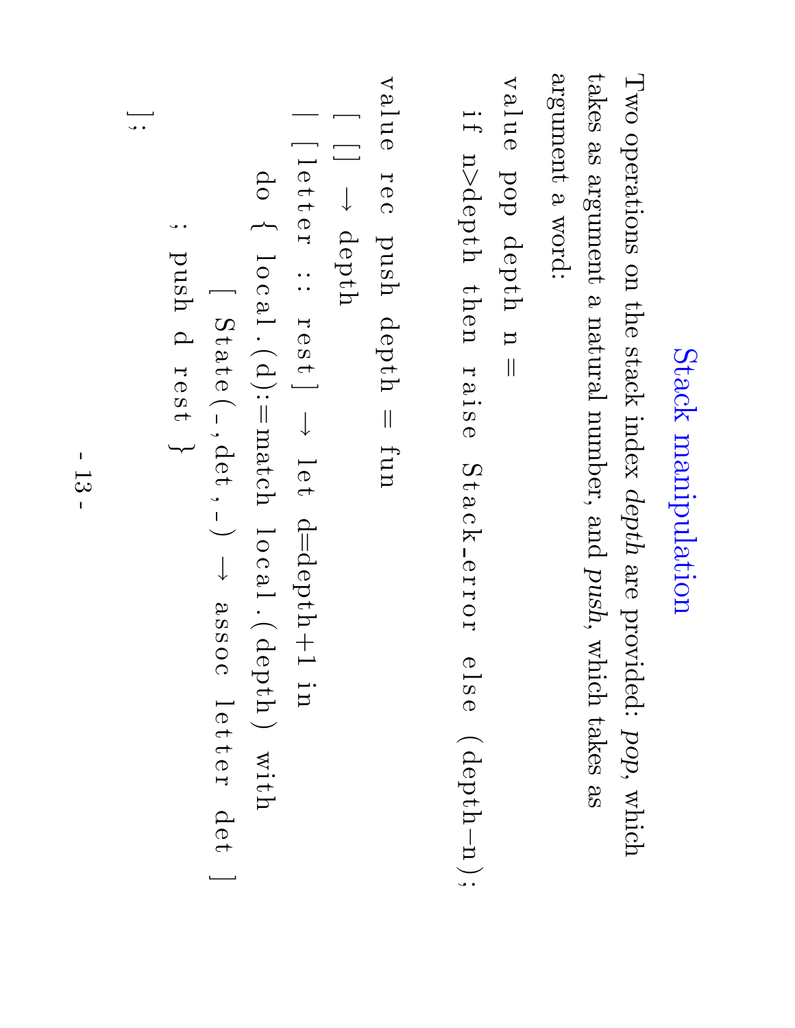# Stack manipulation

Two operations on the stack index *depth* are provided: *pop*, which takes as argument a natural number, and *push*, which takes as argument a word:

```
value pop depth n =
  if n>depth then raise Stack_error else (depth-n);

value rec push depth = fun
  [ [] -> depth
  | [letter :: rest] -> let d=depth+1 in
    do { local.(d):=match local.(depth) with
              [ State(_,det,_) -> assoc letter det ]
         ; push d rest }
  ];
```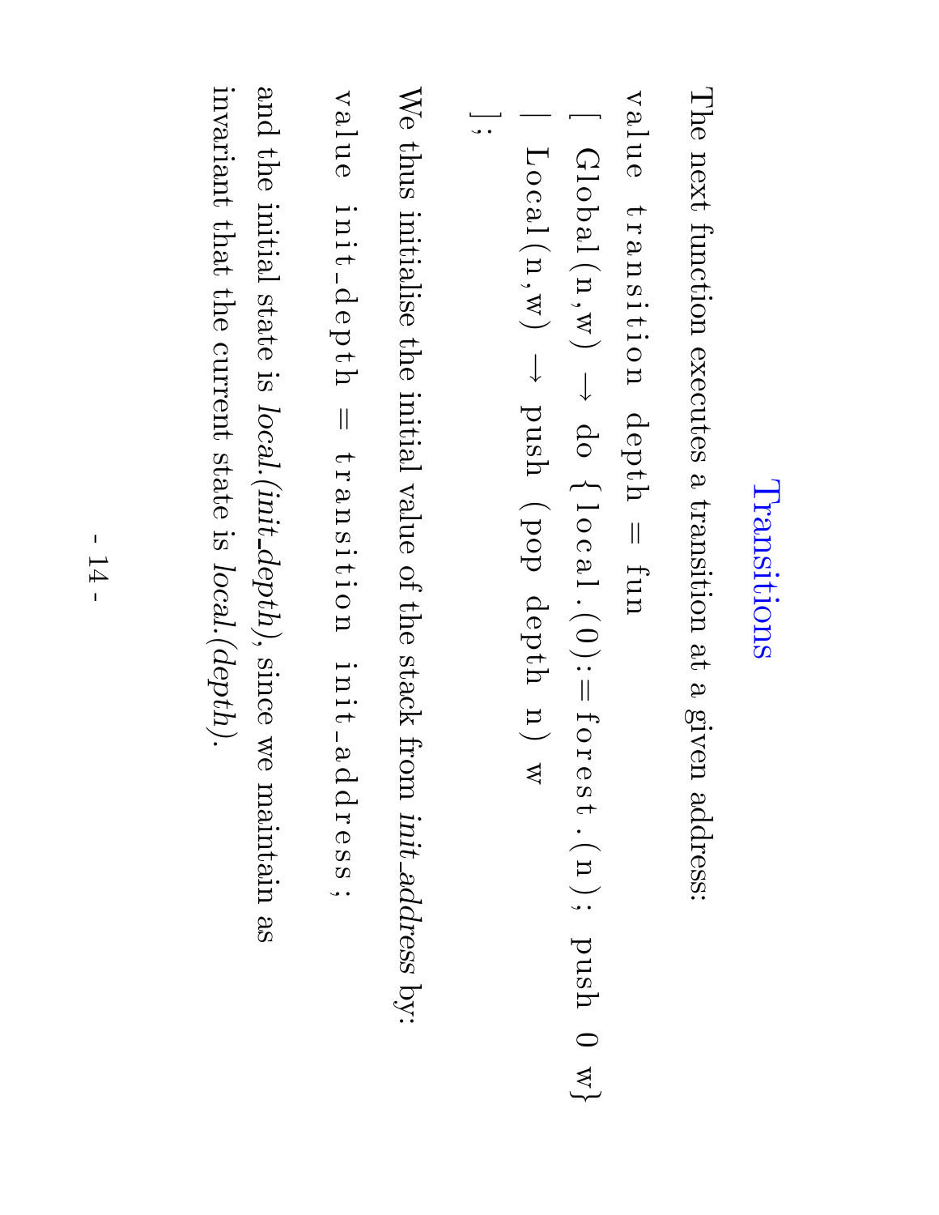# Transitions

The next function executes a transition at a given address:

```
value transition depth = fun
[ Global(n,w) → do {local.(0):=forest.(n); push 0 w}
| Local(n,w) → push (pop depth n) w
];
```

We thus initialise the initial value of the stack from *init_address* by:

```
value init_depth = transition init_address;
```

and the initial state is *local.(init_depth)*, since we maintain as invariant that the current state is *local.(depth)*.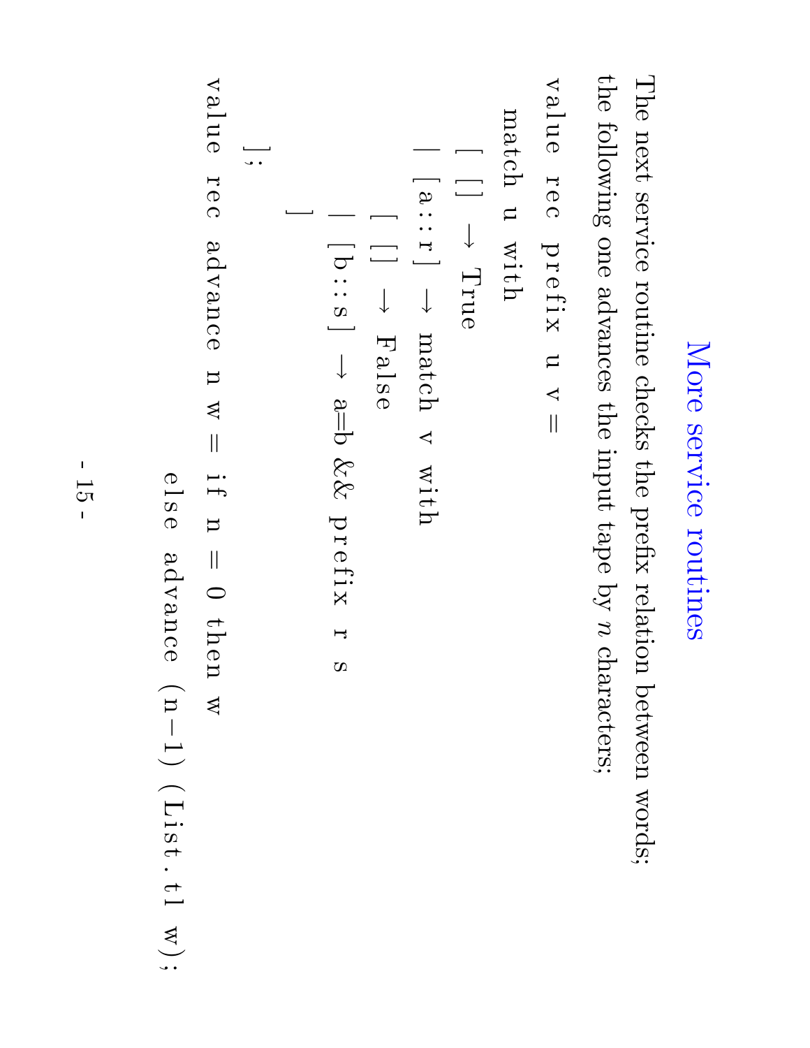# More service routines

The next service routine checks the prefix relation between words; the following one advances the input tape by $n$ characters;

```
value rec prefix u v =
  match u with
    [ [] → True
    | [a::r] → match v with
        [ [] → False
        | [b::s] → a=b && prefix r s
        ]
    ];

value rec advance n w = if n = 0 then w
                        else advance (n-1) (List.tl w);
```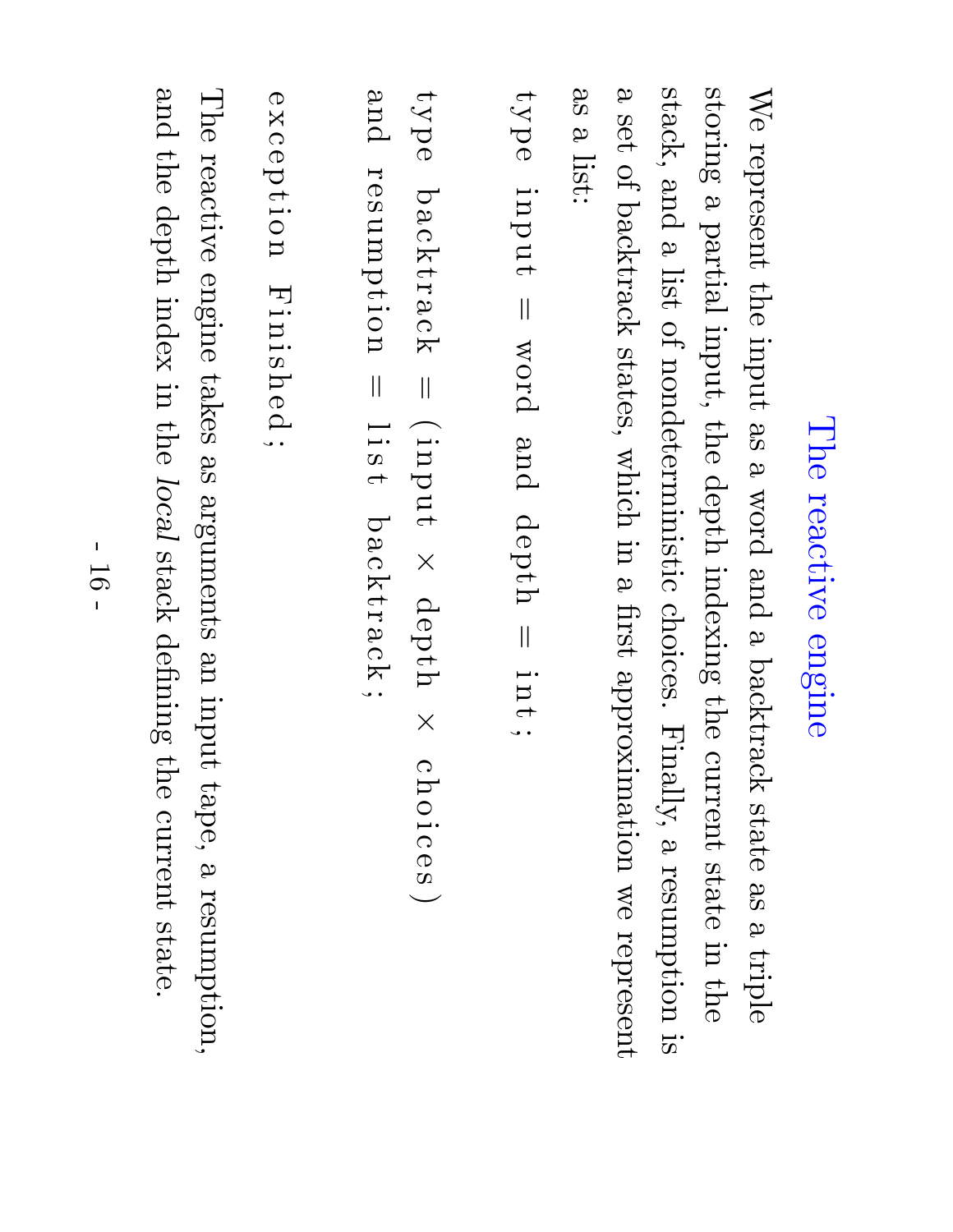# The reactive engine

We represent the input as a word and a backtrack state as a triple storing a partial input, the depth indexing the current state in the stack, and a list of nondeterministic choices. Finally, a resumption is a set of backtrack states, which in a first approximation we represent as a list:

```
type input = word and depth = int;

type backtrack = (input × depth × choices)
and resumption = list backtrack;

exception Finished;
```

The reactive engine takes as arguments an input tape, a resumption, and the depth index in the *local* stack defining the current state.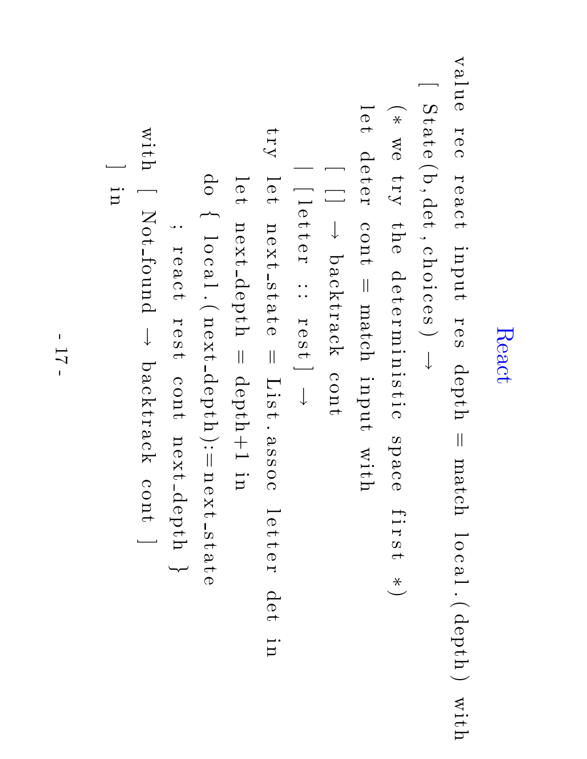# React

```
value rec react input res depth = match local.(depth) with
  [ State(b,det,choices) →
    (* we try the deterministic space first *)
    let deter cont = match input with
        [ [] → backtrack cont
        | [letter :: rest] →
      try let next_state = List.assoc letter det in
          let next_depth = depth+1 in
          do { local.(next_depth):=next_state
             ; react rest cont next_depth }
      with [ Not_found → backtrack cont ]
        ] in
```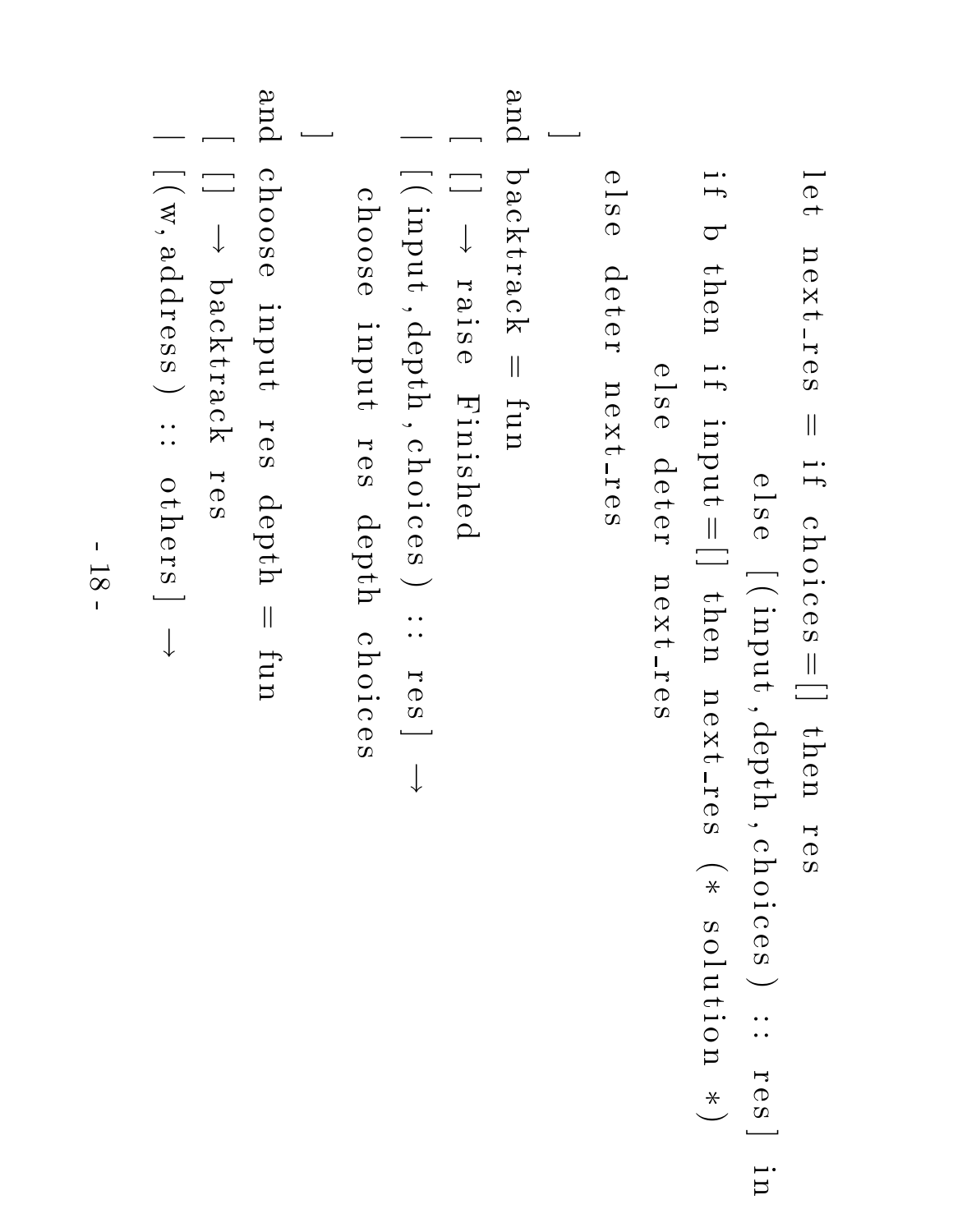```
let next_res = if choices=[] then res
                else [(input,depth,choices) :: res] in
if b then if input=[] then next_res (* solution *)
          else deter next_res
else deter next_res
]
and backtrack = fun
  [ [] → raise Finished
  | [(input,depth,choices) :: res] →
      choose input res depth choices
  ]
and choose input res depth = fun
  [ [] → backtrack res
  | [(w,address) :: others] →
```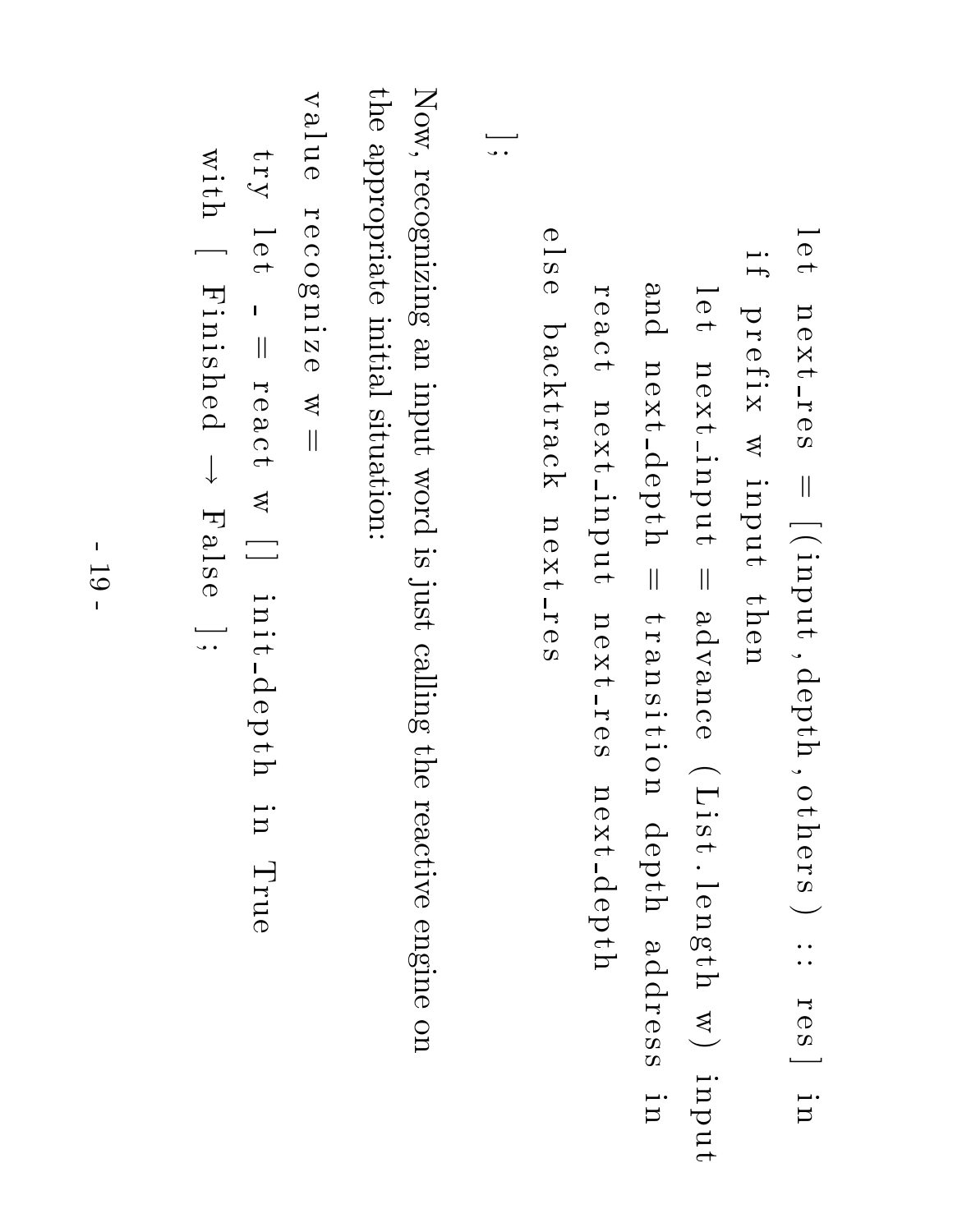```
      let next_res = [(input,depth,others) :: res] in
        if prefix w input then
          let next_input = advance (List.length w) input
          and next_depth = transition depth address in
            react next_input next_res next_depth
        else backtrack next_res
  ];
```

Now, recognizing an input word is just calling the reactive engine on the appropriate initial situation:

```
value recognize w =
  try let _ = react w [] init_depth in True
  with [ Finished → False ];
```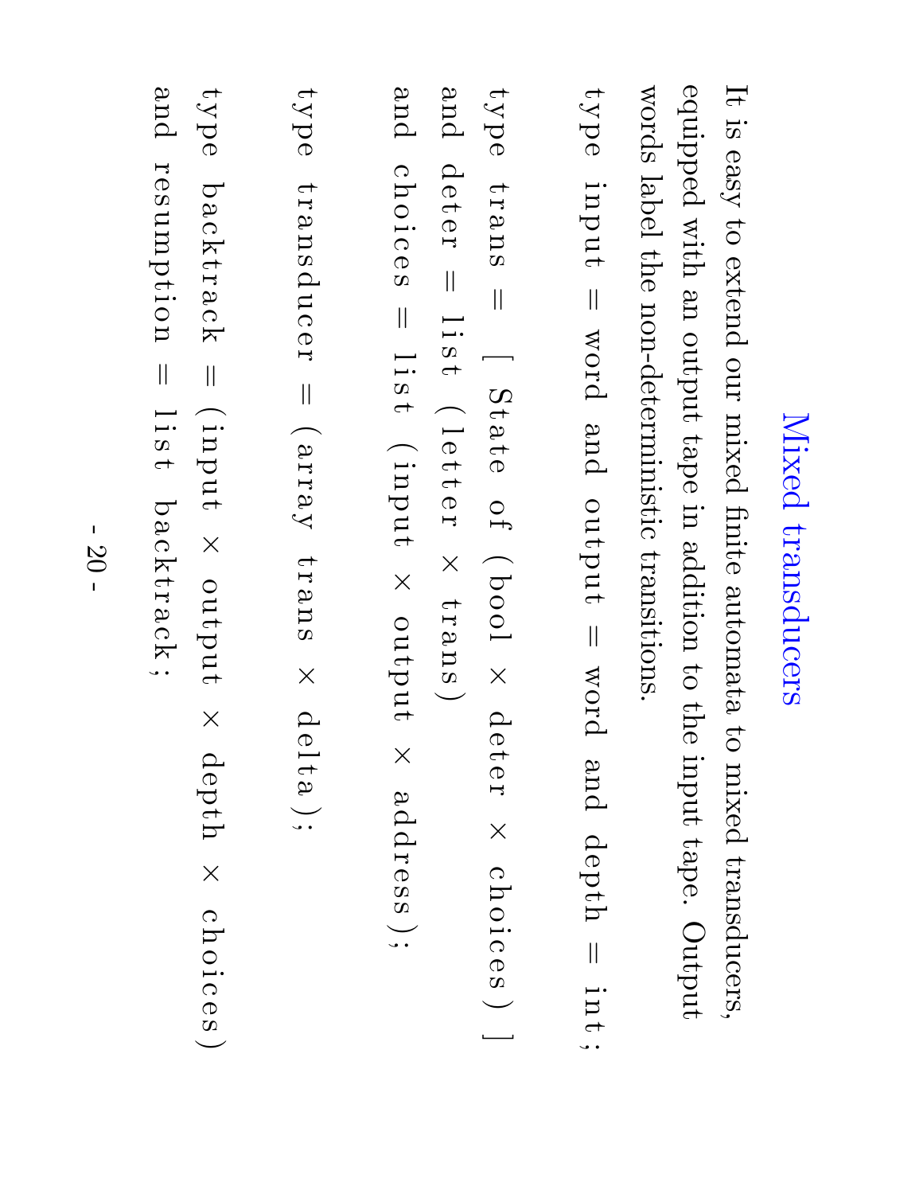# Mixed transducers

It is easy to extend our mixed finite automata to mixed transducers, equipped with an output tape in addition to the input tape. Output words label the non-deterministic transitions.

```
type input = word and output = word and depth = int;

type trans = [ State of (bool × deter × choices) ]
and deter = list (letter × trans)
and choices = list (input × output × address);

type transducer = (array trans × delta);

type backtrack = (input × output × depth × choices)
and resumption = list backtrack;
```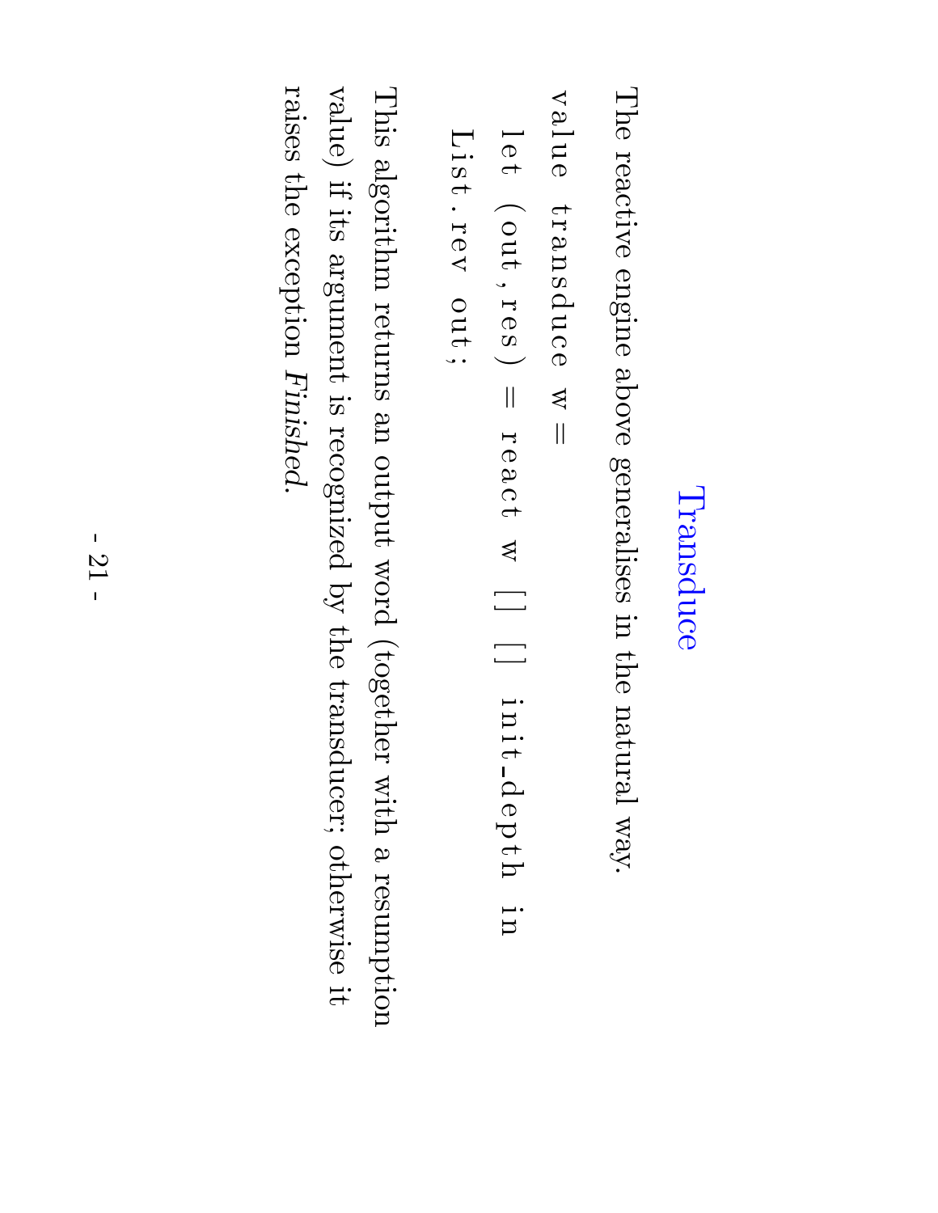# Transduce

The reactive engine above generalises in the natural way.

```
value transduce w =
  let (out,res) = react w [] [] init_depth in
    List.rev out;
```

This algorithm returns an output word (together with a resumption value) if its argument is recognized by the transducer; otherwise it raises the exception *Finished*.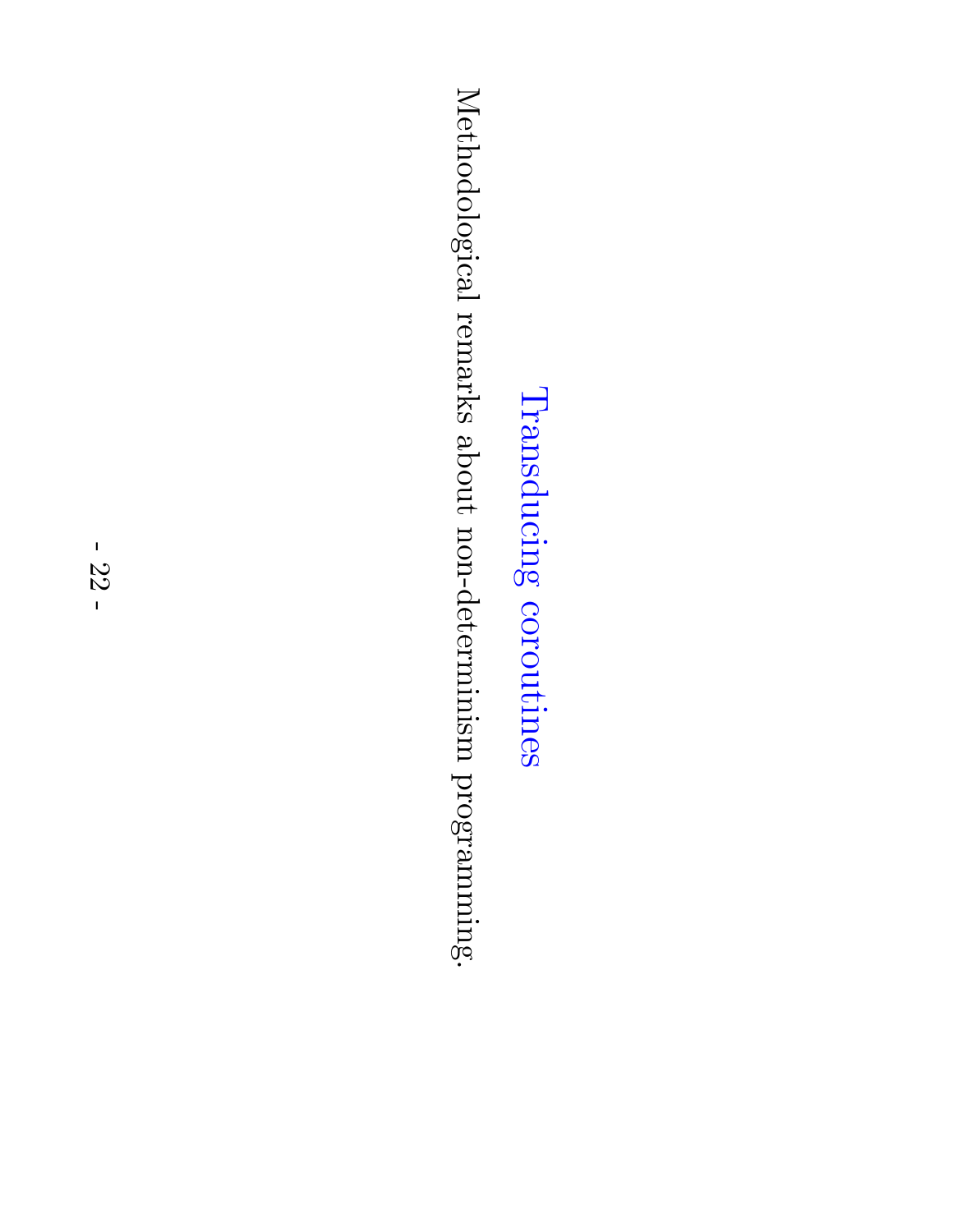# Transducing coroutines

Methodological remarks about non-determinism programming.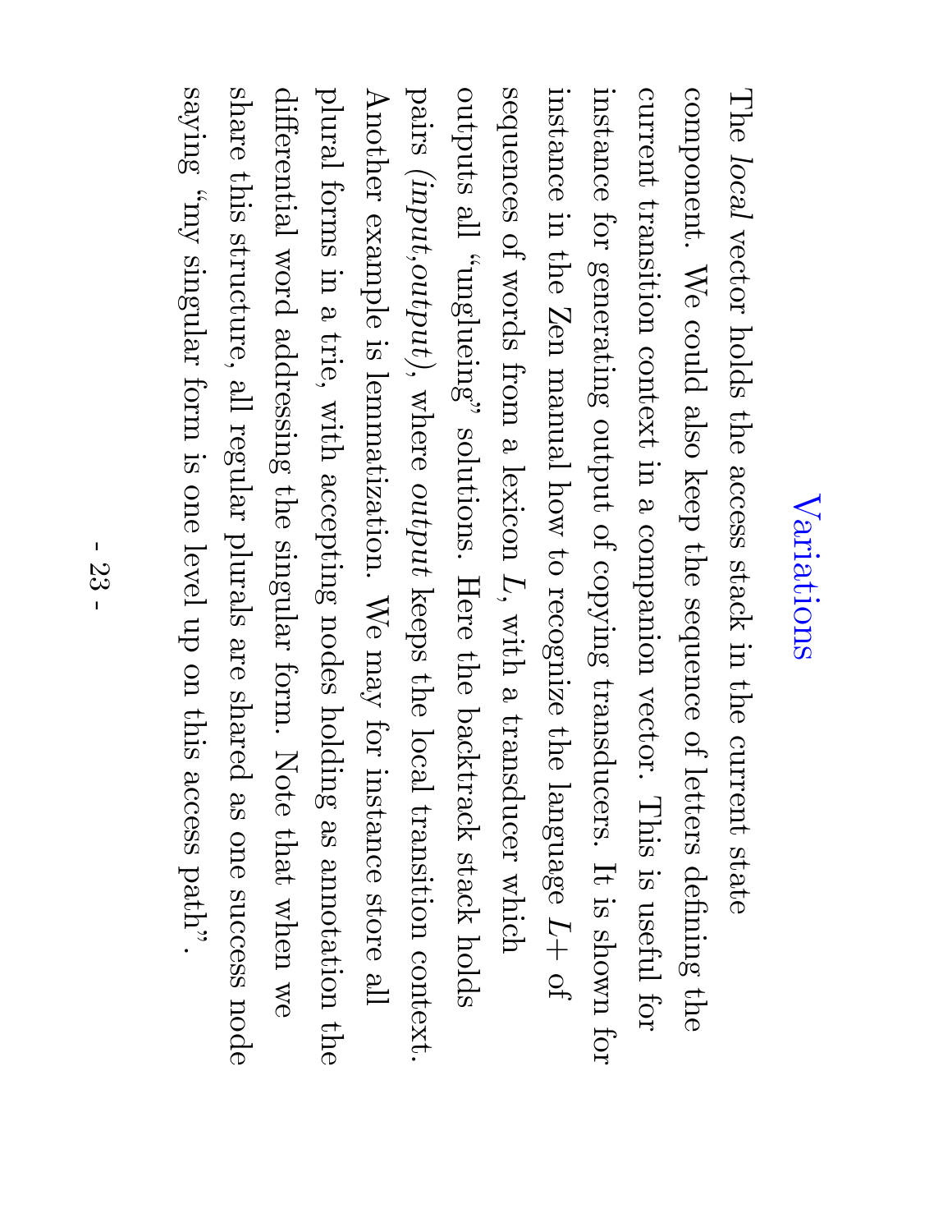# Variations

The *local* vector holds the access stack in the current state component. We could also keep the sequence of letters defining the current transition context in a companion vector. This is useful for instance for generating output of copying transducers. It is shown for instance in the Zen manual how to recognize the language $L+$ of sequences of words from a lexicon $L$, with a transducer which outputs all "unglueing" solutions. Here the backtrack stack holds pairs (*input*,*output*), where *output* keeps the local transition context. Another example is lemmatization. We may for instance store all plural forms in a trie, with accepting nodes holding as annotation the differential word addressing the singular form. Note that when we share this structure, all regular plurals are shared as one success node saying "my singular form is one level up on this access path".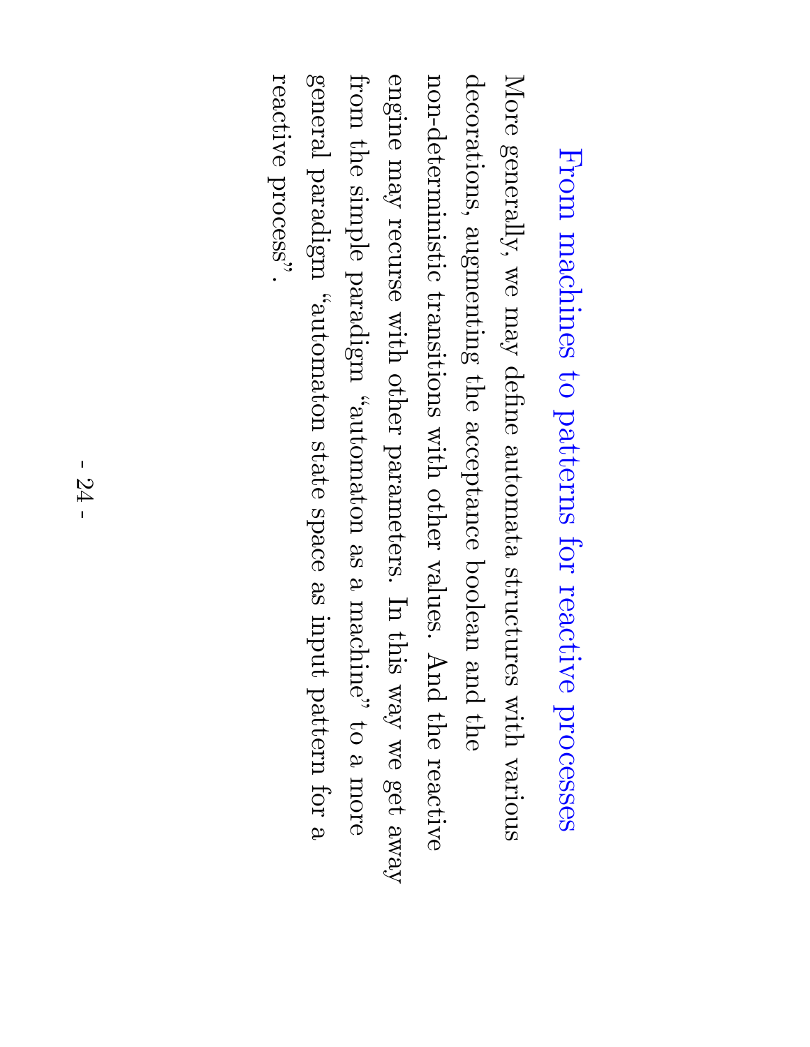# From machines to patterns for reactive processes

More generally, we may define automata structures with various decorations, augmenting the acceptance boolean and the non-deterministic transitions with other values. And the reactive engine may recurse with other parameters. In this way we get away from the simple paradigm "automaton as a machine" to a more general paradigm "automaton state space as input pattern for a reactive process".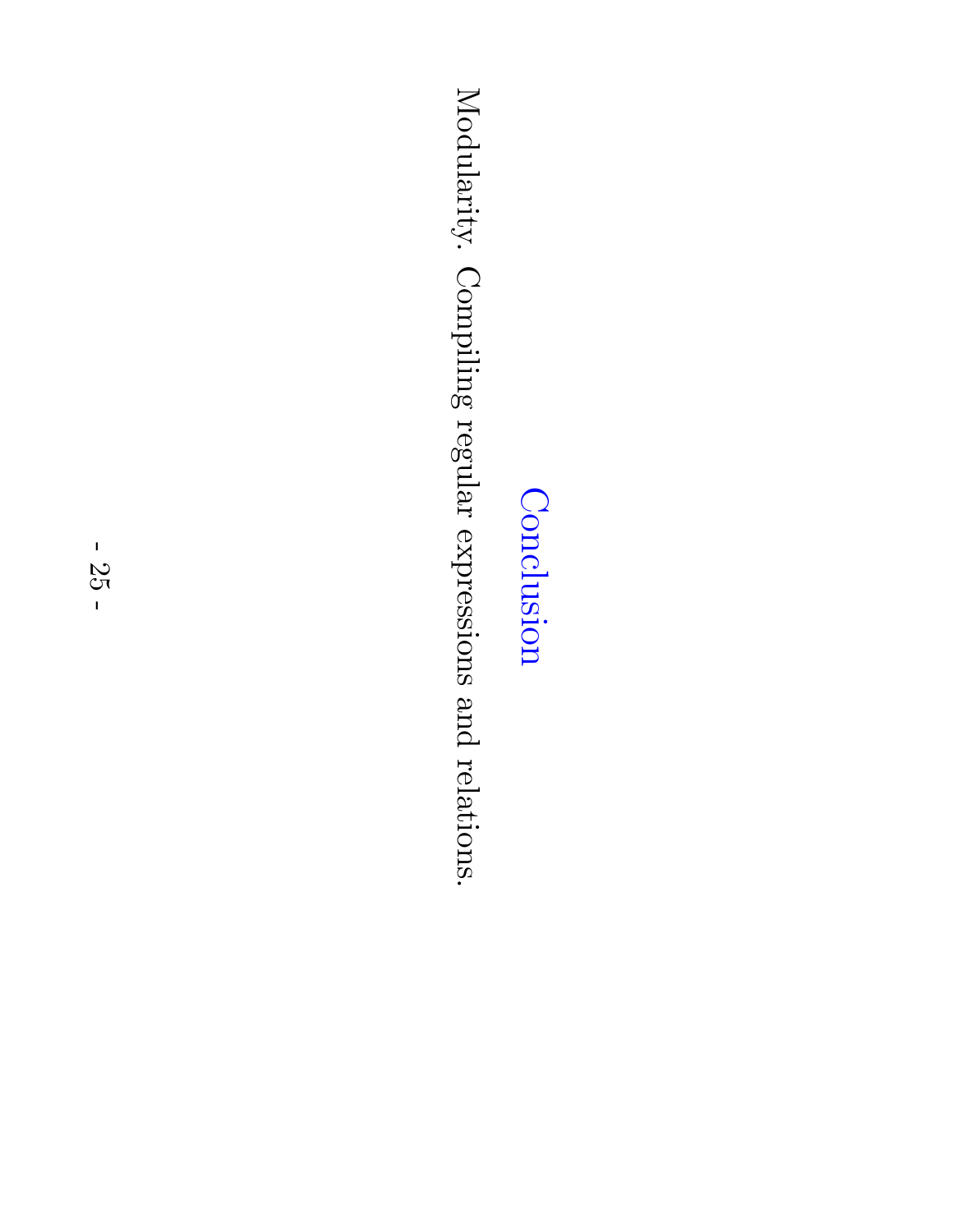# Conclusion

Modularity. Compiling regular expressions and relations.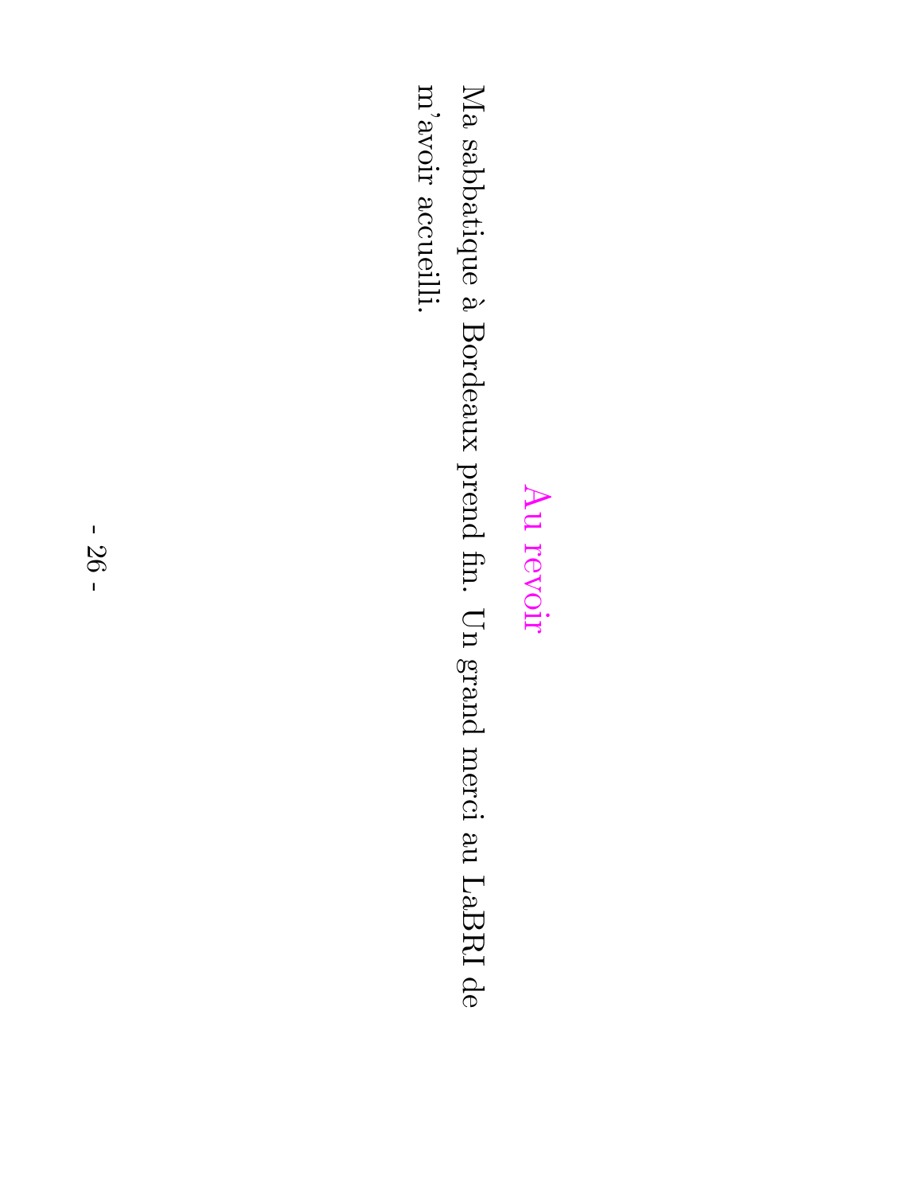# Au revoir

Ma sabbatique à Bordeaux prend fin. Un grand merci au LaBRI de m'avoir accueilli.